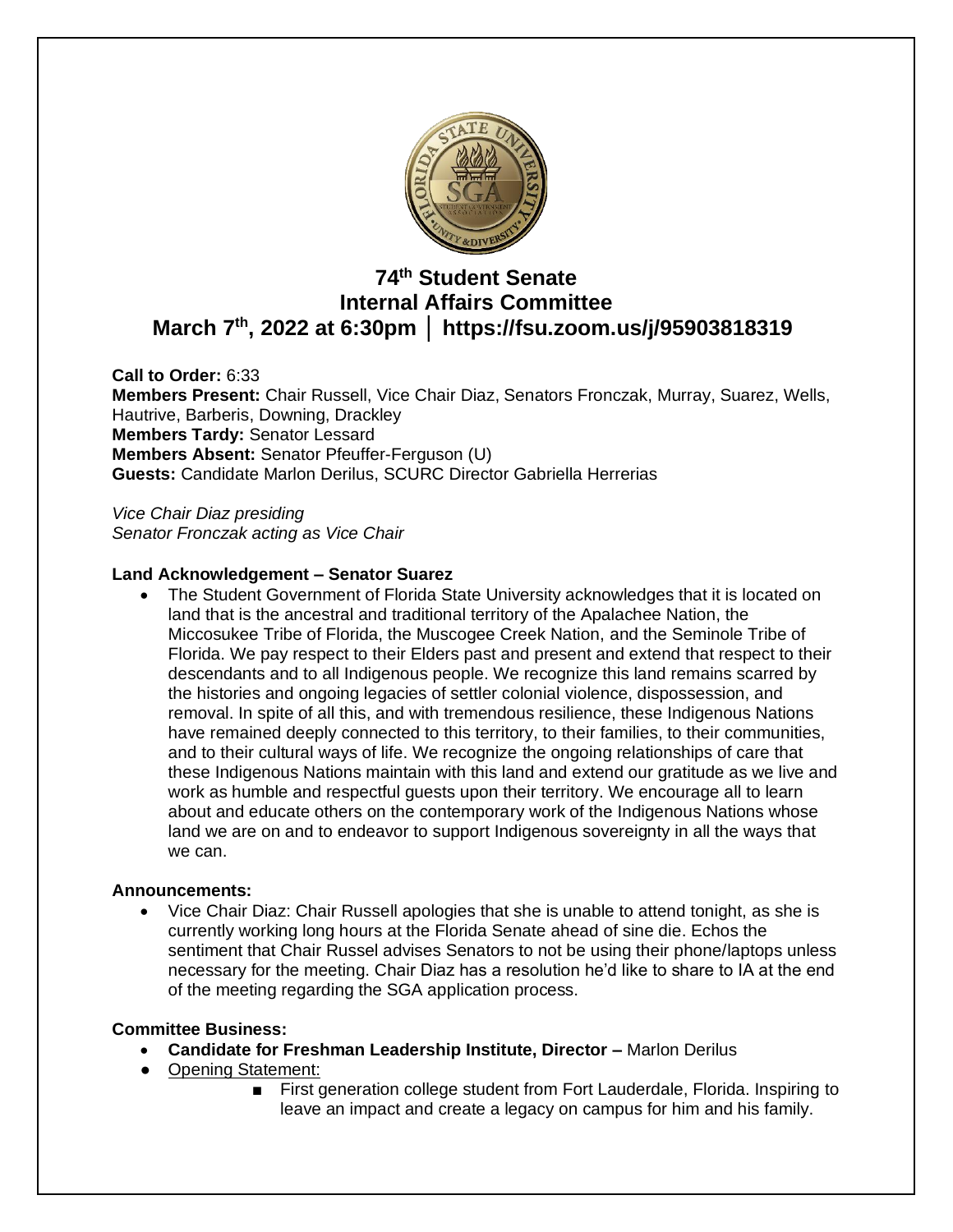# 74th Student Senate
# Internal Affairs Committee
# March 7th, 2022 at 6:30pm │ https://fsu.zoom.us/j/95903818319

**Call to Order:** 6:33
**Members Present:** Chair Russell, Vice Chair Diaz, Senators Fronczak, Murray, Suarez, Wells, Hautrive, Barberis, Downing, Drackley
**Members Tardy:** Senator Lessard
**Members Absent:** Senator Pfeuffer-Ferguson (U)
**Guests:** Candidate Marlon Derilus, SCURC Director Gabriella Herrerias

*Vice Chair Diaz presiding*
*Senator Fronczak acting as Vice Chair*

**Land Acknowledgement – Senator Suarez**

- The Student Government of Florida State University acknowledges that it is located on land that is the ancestral and traditional territory of the Apalachee Nation, the Miccosukee Tribe of Florida, the Muscogee Creek Nation, and the Seminole Tribe of Florida. We pay respect to their Elders past and present and extend that respect to their descendants and to all Indigenous people. We recognize this land remains scarred by the histories and ongoing legacies of settler colonial violence, dispossession, and removal. In spite of all this, and with tremendous resilience, these Indigenous Nations have remained deeply connected to this territory, to their families, to their communities, and to their cultural ways of life. We recognize the ongoing relationships of care that these Indigenous Nations maintain with this land and extend our gratitude as we live and work as humble and respectful guests upon their territory. We encourage all to learn about and educate others on the contemporary work of the Indigenous Nations whose land we are on and to endeavor to support Indigenous sovereignty in all the ways that we can.

**Announcements:**

- Vice Chair Diaz: Chair Russell apologies that she is unable to attend tonight, as she is currently working long hours at the Florida Senate ahead of sine die. Echos the sentiment that Chair Russel advises Senators to not be using their phone/laptops unless necessary for the meeting. Chair Diaz has a resolution he'd like to share to IA at the end of the meeting regarding the SGA application process.

**Committee Business:**

- **Candidate for Freshman Leadership Institute, Director –** Marlon Derilus
- Opening Statement:
    - First generation college student from Fort Lauderdale, Florida. Inspiring to leave an impact and create a legacy on campus for him and his family.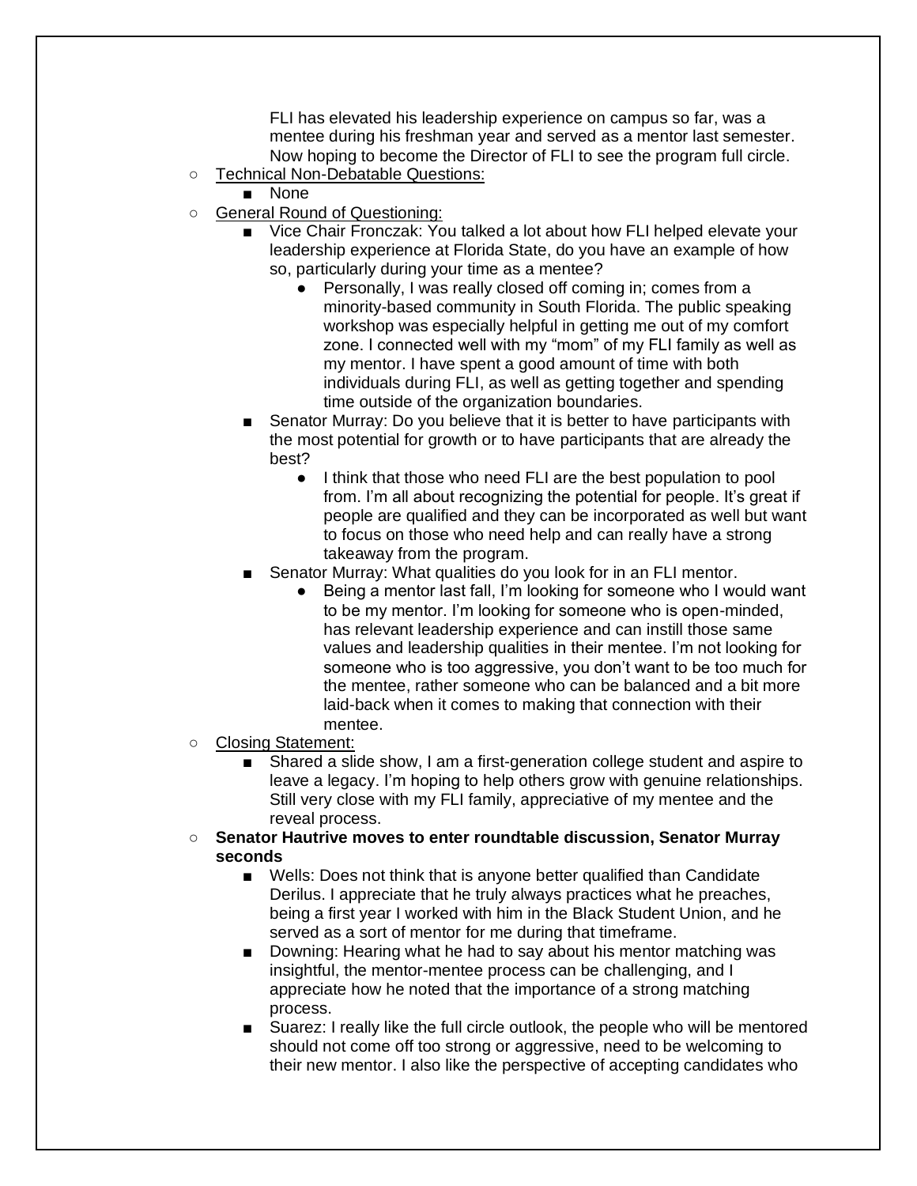FLI has elevated his leadership experience on campus so far, was a mentee during his freshman year and served as a mentor last semester. Now hoping to become the Director of FLI to see the program full circle.

- Technical Non-Debatable Questions:
  - None
- General Round of Questioning:
  - Vice Chair Fronczak: You talked a lot about how FLI helped elevate your leadership experience at Florida State, do you have an example of how so, particularly during your time as a mentee?
    - Personally, I was really closed off coming in; comes from a minority-based community in South Florida. The public speaking workshop was especially helpful in getting me out of my comfort zone. I connected well with my "mom" of my FLI family as well as my mentor. I have spent a good amount of time with both individuals during FLI, as well as getting together and spending time outside of the organization boundaries.
  - Senator Murray: Do you believe that it is better to have participants with the most potential for growth or to have participants that are already the best?
    - I think that those who need FLI are the best population to pool from. I'm all about recognizing the potential for people. It's great if people are qualified and they can be incorporated as well but want to focus on those who need help and can really have a strong takeaway from the program.
  - Senator Murray: What qualities do you look for in an FLI mentor.
    - Being a mentor last fall, I'm looking for someone who I would want to be my mentor. I'm looking for someone who is open-minded, has relevant leadership experience and can instill those same values and leadership qualities in their mentee. I'm not looking for someone who is too aggressive, you don't want to be too much for the mentee, rather someone who can be balanced and a bit more laid-back when it comes to making that connection with their mentee.
- Closing Statement:
  - Shared a slide show, I am a first-generation college student and aspire to leave a legacy. I'm hoping to help others grow with genuine relationships. Still very close with my FLI family, appreciative of my mentee and the reveal process.
- **Senator Hautrive moves to enter roundtable discussion, Senator Murray seconds**
  - Wells: Does not think that is anyone better qualified than Candidate Derilus. I appreciate that he truly always practices what he preaches, being a first year I worked with him in the Black Student Union, and he served as a sort of mentor for me during that timeframe.
  - Downing: Hearing what he had to say about his mentor matching was insightful, the mentor-mentee process can be challenging, and I appreciate how he noted that the importance of a strong matching process.
  - Suarez: I really like the full circle outlook, the people who will be mentored should not come off too strong or aggressive, need to be welcoming to their new mentor. I also like the perspective of accepting candidates who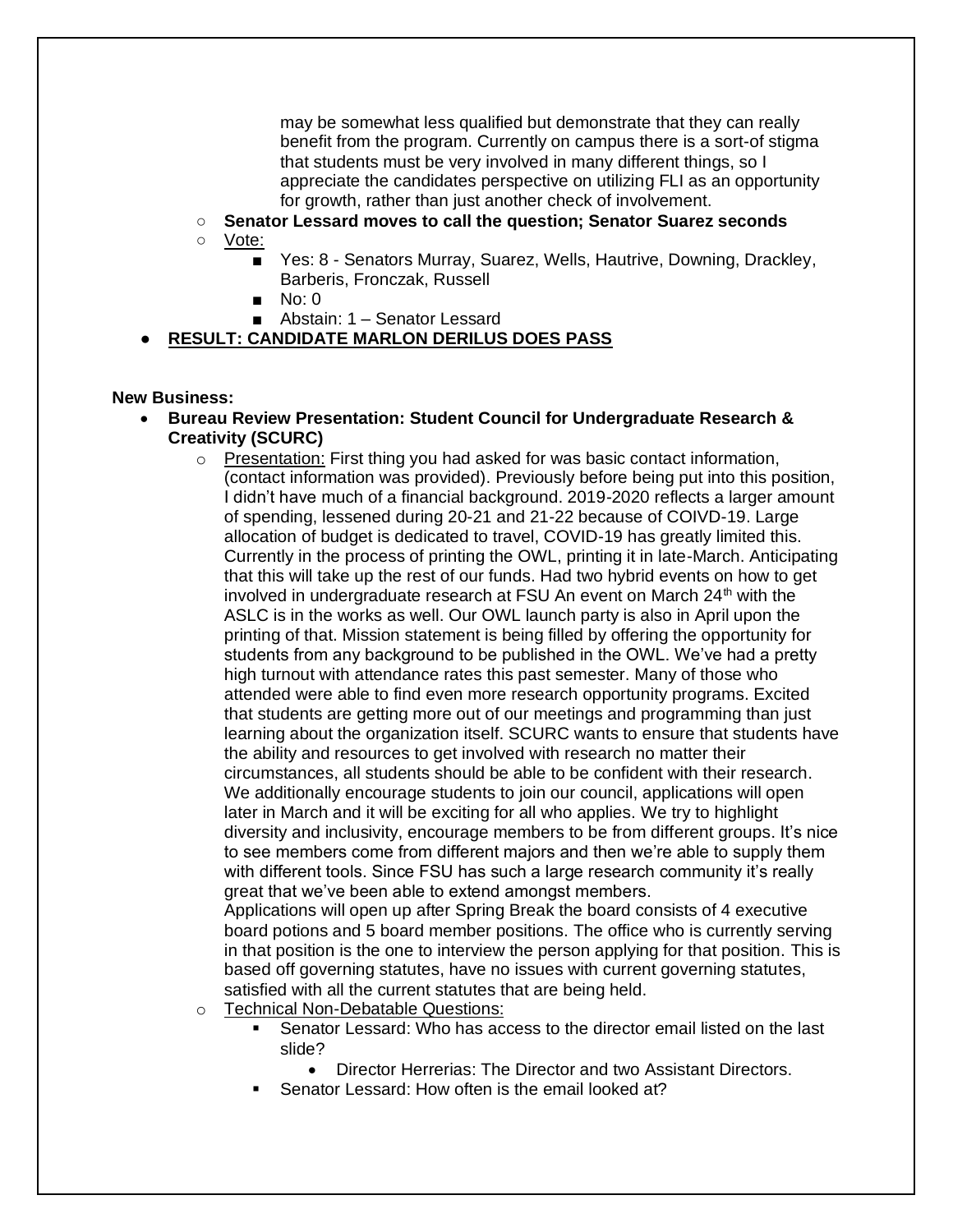may be somewhat less qualified but demonstrate that they can really benefit from the program. Currently on campus there is a sort-of stigma that students must be very involved in many different things, so I appreciate the candidates perspective on utilizing FLI as an opportunity for growth, rather than just another check of involvement.

- **Senator Lessard moves to call the question; Senator Suarez seconds**
- Vote:
  - Yes: 8 - Senators Murray, Suarez, Wells, Hautrive, Downing, Drackley, Barberis, Fronczak, Russell
  - No: 0
  - Abstain: 1 – Senator Lessard
- **RESULT: CANDIDATE MARLON DERILUS DOES PASS**

**New Business:**

- **Bureau Review Presentation: Student Council for Undergraduate Research & Creativity (SCURC)**
  - Presentation: First thing you had asked for was basic contact information, (contact information was provided). Previously before being put into this position, I didn't have much of a financial background. 2019-2020 reflects a larger amount of spending, lessened during 20-21 and 21-22 because of COIVD-19. Large allocation of budget is dedicated to travel, COVID-19 has greatly limited this. Currently in the process of printing the OWL, printing it in late-March. Anticipating that this will take up the rest of our funds. Had two hybrid events on how to get involved in undergraduate research at FSU An event on March 24th with the ASLC is in the works as well. Our OWL launch party is also in April upon the printing of that. Mission statement is being filled by offering the opportunity for students from any background to be published in the OWL. We've had a pretty high turnout with attendance rates this past semester. Many of those who attended were able to find even more research opportunity programs. Excited that students are getting more out of our meetings and programming than just learning about the organization itself. SCURC wants to ensure that students have the ability and resources to get involved with research no matter their circumstances, all students should be able to be confident with their research. We additionally encourage students to join our council, applications will open later in March and it will be exciting for all who applies. We try to highlight diversity and inclusivity, encourage members to be from different groups. It's nice to see members come from different majors and then we're able to supply them with different tools. Since FSU has such a large research community it's really great that we've been able to extend amongst members.
    Applications will open up after Spring Break the board consists of 4 executive board potions and 5 board member positions. The office who is currently serving in that position is the one to interview the person applying for that position. This is based off governing statutes, have no issues with current governing statutes, satisfied with all the current statutes that are being held.
  - Technical Non-Debatable Questions:
    - Senator Lessard: Who has access to the director email listed on the last slide?
      - Director Herrerias: The Director and two Assistant Directors.
    - Senator Lessard: How often is the email looked at?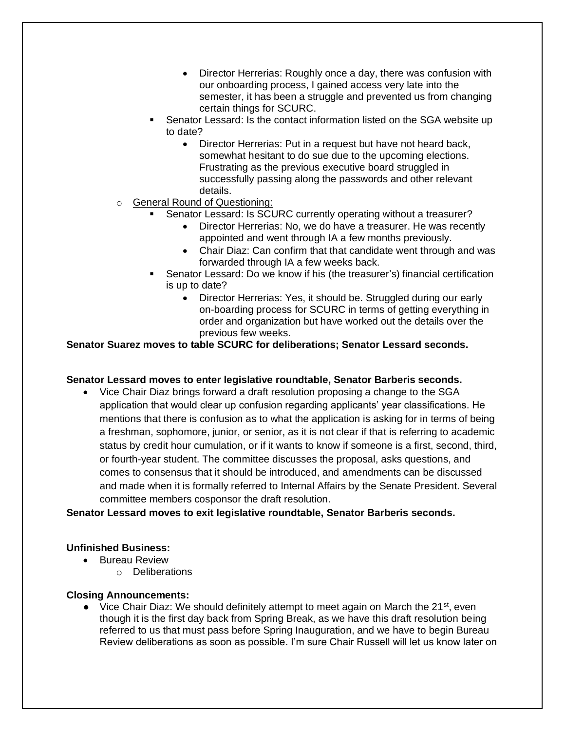- Director Herrerias: Roughly once a day, there was confusion with our onboarding process, I gained access very late into the semester, it has been a struggle and prevented us from changing certain things for SCURC.
        - Senator Lessard: Is the contact information listed on the SGA website up to date?
            - Director Herrerias: Put in a request but have not heard back, somewhat hesitant to do sue due to the upcoming elections. Frustrating as the previous executive board struggled in successfully passing along the passwords and other relevant details.
    - General Round of Questioning:
        - Senator Lessard: Is SCURC currently operating without a treasurer?
            - Director Herrerias: No, we do have a treasurer. He was recently appointed and went through IA a few months previously.
            - Chair Diaz: Can confirm that that candidate went through and was forwarded through IA a few weeks back.
        - Senator Lessard: Do we know if his (the treasurer's) financial certification is up to date?
            - Director Herrerias: Yes, it should be. Struggled during our early on-boarding process for SCURC in terms of getting everything in order and organization but have worked out the details over the previous few weeks.

**Senator Suarez moves to table SCURC for deliberations; Senator Lessard seconds.**

**Senator Lessard moves to enter legislative roundtable, Senator Barberis seconds.**

- Vice Chair Diaz brings forward a draft resolution proposing a change to the SGA application that would clear up confusion regarding applicants' year classifications. He mentions that there is confusion as to what the application is asking for in terms of being a freshman, sophomore, junior, or senior, as it is not clear if that is referring to academic status by credit hour cumulation, or if it wants to know if someone is a first, second, third, or fourth-year student. The committee discusses the proposal, asks questions, and comes to consensus that it should be introduced, and amendments can be discussed and made when it is formally referred to Internal Affairs by the Senate President. Several committee members cosponsor the draft resolution.

**Senator Lessard moves to exit legislative roundtable, Senator Barberis seconds.**

**Unfinished Business:**

- Bureau Review
    - Deliberations

**Closing Announcements:**

- Vice Chair Diaz: We should definitely attempt to meet again on March the 21st, even though it is the first day back from Spring Break, as we have this draft resolution being referred to us that must pass before Spring Inauguration, and we have to begin Bureau Review deliberations as soon as possible. I'm sure Chair Russell will let us know later on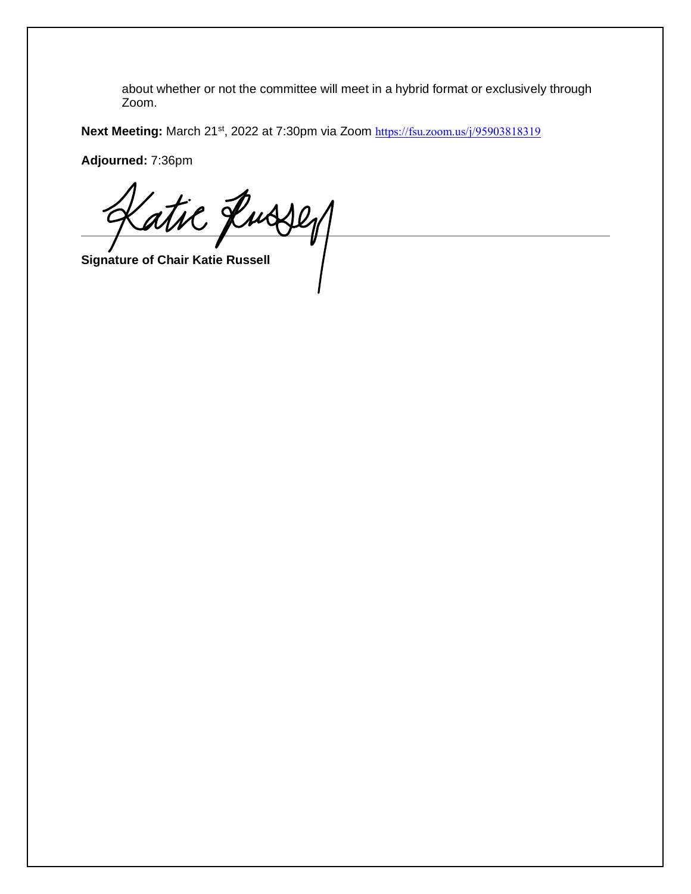about whether or not the committee will meet in a hybrid format or exclusively through Zoom.

**Next Meeting:** March 21st, 2022 at 7:30pm via Zoom https://fsu.zoom.us/j/95903818319

**Adjourned:** 7:36pm

**Signature of Chair Katie Russell**